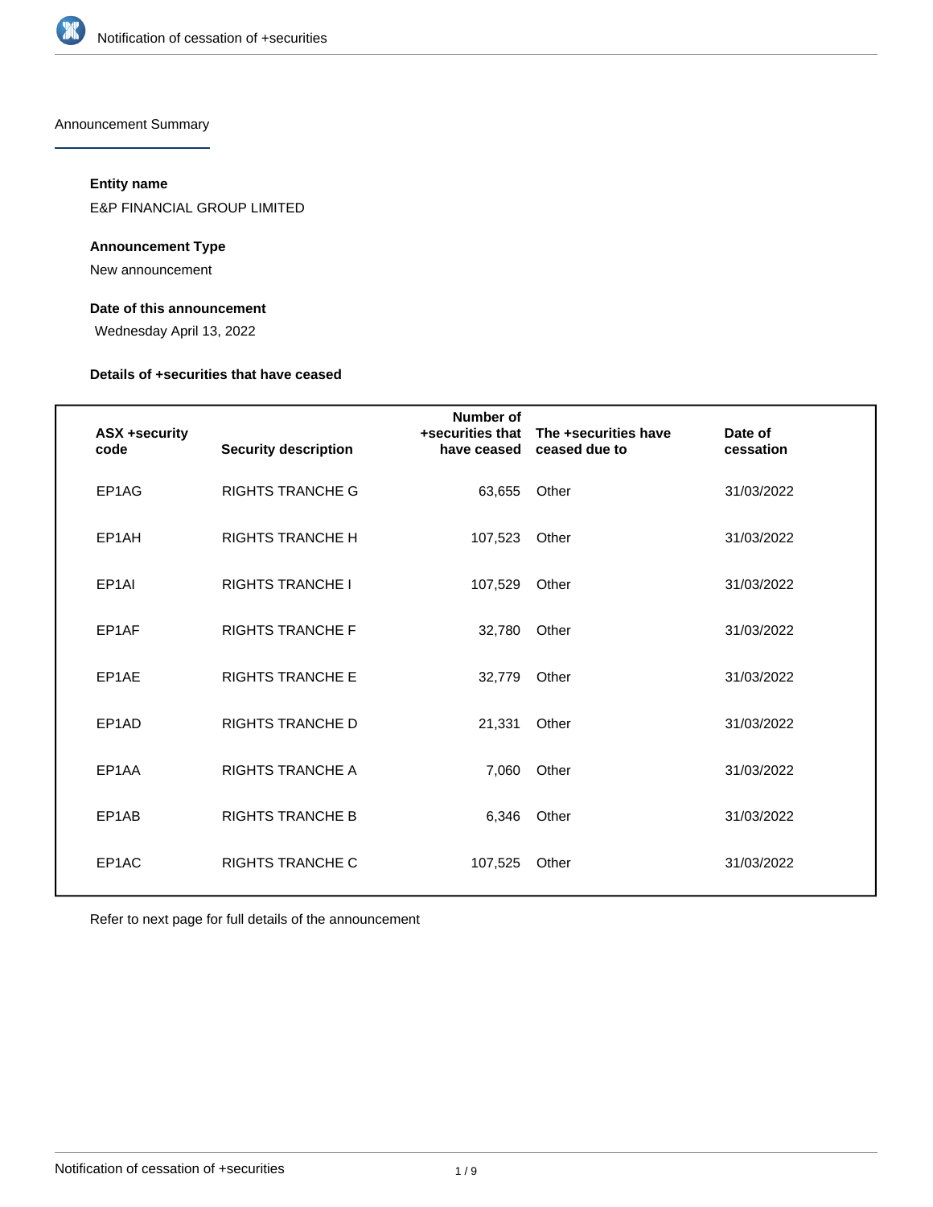Announcement Summary

**Entity name**

E&P FINANCIAL GROUP LIMITED

**Announcement Type**

New announcement

**Date of this announcement**

Wednesday April 13, 2022

**Details of +securities that have ceased**

| ASX +security code | Security description | Number of +securities that have ceased | The +securities have ceased due to | Date of cessation |
|---|---|---|---|---|
| EP1AG | RIGHTS TRANCHE G | 63,655 | Other | 31/03/2022 |
| EP1AH | RIGHTS TRANCHE H | 107,523 | Other | 31/03/2022 |
| EP1AI | RIGHTS TRANCHE I | 107,529 | Other | 31/03/2022 |
| EP1AF | RIGHTS TRANCHE F | 32,780 | Other | 31/03/2022 |
| EP1AE | RIGHTS TRANCHE E | 32,779 | Other | 31/03/2022 |
| EP1AD | RIGHTS TRANCHE D | 21,331 | Other | 31/03/2022 |
| EP1AA | RIGHTS TRANCHE A | 7,060 | Other | 31/03/2022 |
| EP1AB | RIGHTS TRANCHE B | 6,346 | Other | 31/03/2022 |
| EP1AC | RIGHTS TRANCHE C | 107,525 | Other | 31/03/2022 |

Refer to next page for full details of the announcement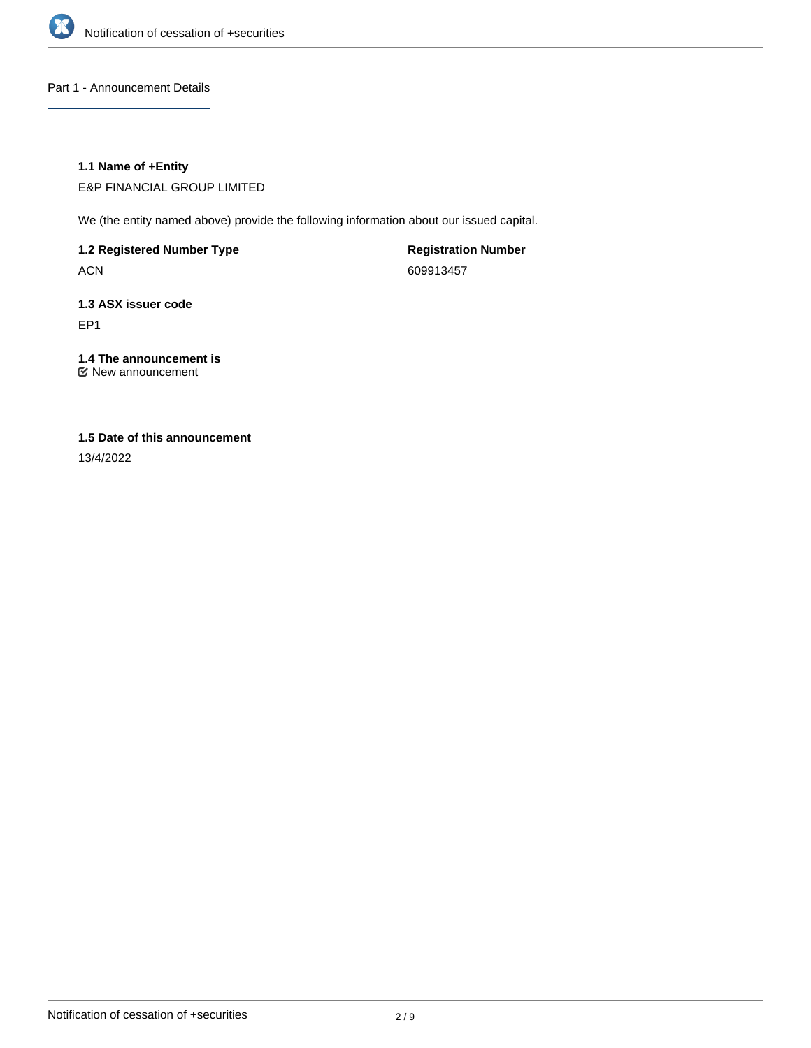## Part 1 - Announcement Details

### 1.1 Name of +Entity

E&P FINANCIAL GROUP LIMITED

We (the entity named above) provide the following information about our issued capital.

**1.2 Registered Number Type**

ACN

**Registration Number**

609913457

### 1.3 ASX issuer code

EP1

### 1.4 The announcement is

☑ New announcement

### 1.5 Date of this announcement

13/4/2022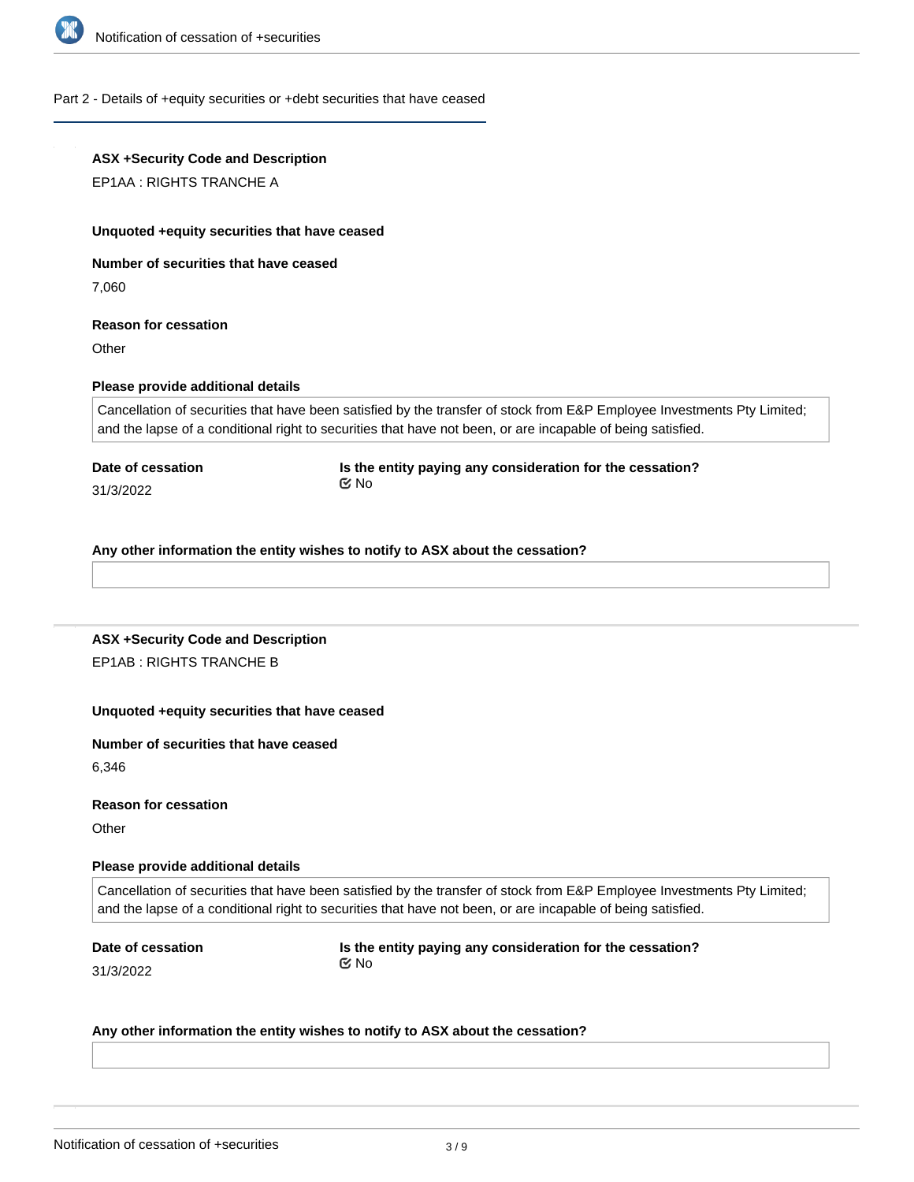## Part 2 - Details of +equity securities or +debt securities that have ceased

**ASX +Security Code and Description**

EP1AA : RIGHTS TRANCHE A

**Unquoted +equity securities that have ceased**

**Number of securities that have ceased**

7,060

**Reason for cessation**

Other

**Please provide additional details**

Cancellation of securities that have been satisfied by the transfer of stock from E&P Employee Investments Pty Limited; and the lapse of a conditional right to securities that have not been, or are incapable of being satisfied.

**Date of cessation**

31/3/2022

**Is the entity paying any consideration for the cessation?**

☑ No

**Any other information the entity wishes to notify to ASX about the cessation?**

---

**ASX +Security Code and Description**

EP1AB : RIGHTS TRANCHE B

**Unquoted +equity securities that have ceased**

**Number of securities that have ceased**

6,346

**Reason for cessation**

Other

**Please provide additional details**

Cancellation of securities that have been satisfied by the transfer of stock from E&P Employee Investments Pty Limited; and the lapse of a conditional right to securities that have not been, or are incapable of being satisfied.

**Date of cessation**

31/3/2022

**Is the entity paying any consideration for the cessation?**

☑ No

**Any other information the entity wishes to notify to ASX about the cessation?**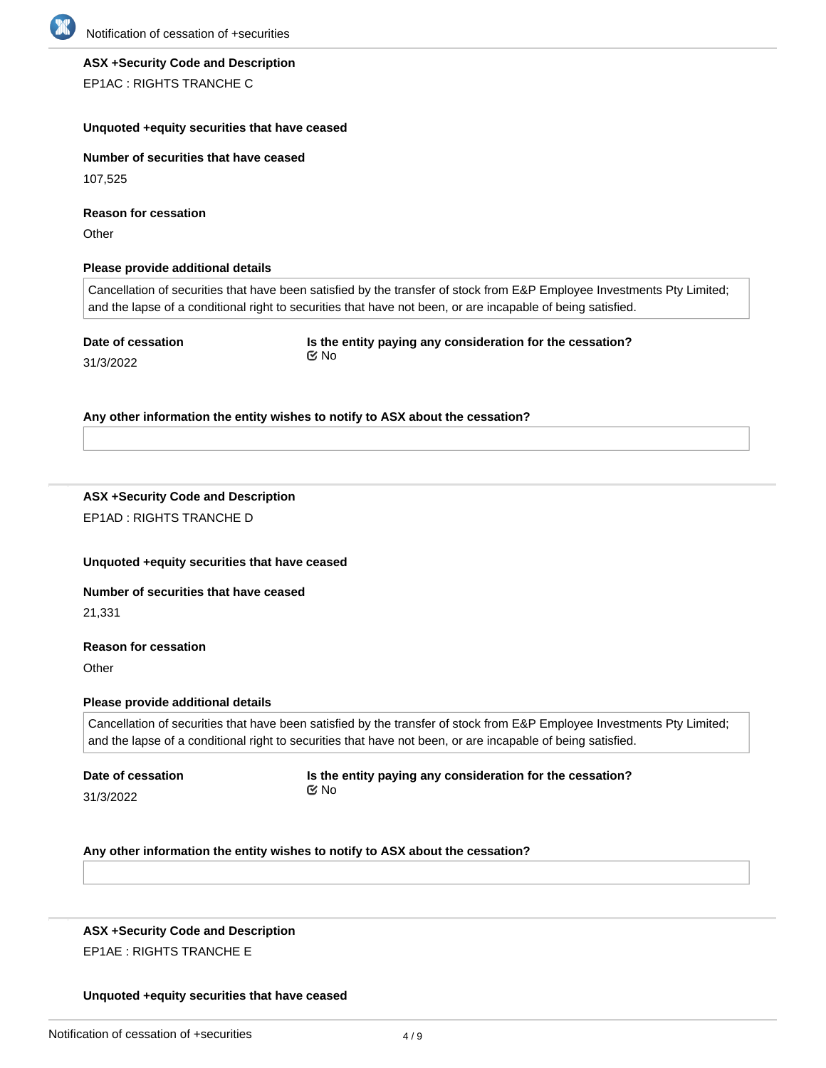**ASX +Security Code and Description**

EP1AC : RIGHTS TRANCHE C

**Unquoted +equity securities that have ceased**

**Number of securities that have ceased**

107,525

**Reason for cessation**

Other

**Please provide additional details**

Cancellation of securities that have been satisfied by the transfer of stock from E&P Employee Investments Pty Limited; and the lapse of a conditional right to securities that have not been, or are incapable of being satisfied.

**Date of cessation**

31/3/2022

**Is the entity paying any consideration for the cessation?**

No

**Any other information the entity wishes to notify to ASX about the cessation?**

---

**ASX +Security Code and Description**

EP1AD : RIGHTS TRANCHE D

**Unquoted +equity securities that have ceased**

**Number of securities that have ceased**

21,331

**Reason for cessation**

Other

**Please provide additional details**

Cancellation of securities that have been satisfied by the transfer of stock from E&P Employee Investments Pty Limited; and the lapse of a conditional right to securities that have not been, or are incapable of being satisfied.

**Date of cessation**

31/3/2022

**Is the entity paying any consideration for the cessation?**

No

**Any other information the entity wishes to notify to ASX about the cessation?**

---

**ASX +Security Code and Description**

EP1AE : RIGHTS TRANCHE E

**Unquoted +equity securities that have ceased**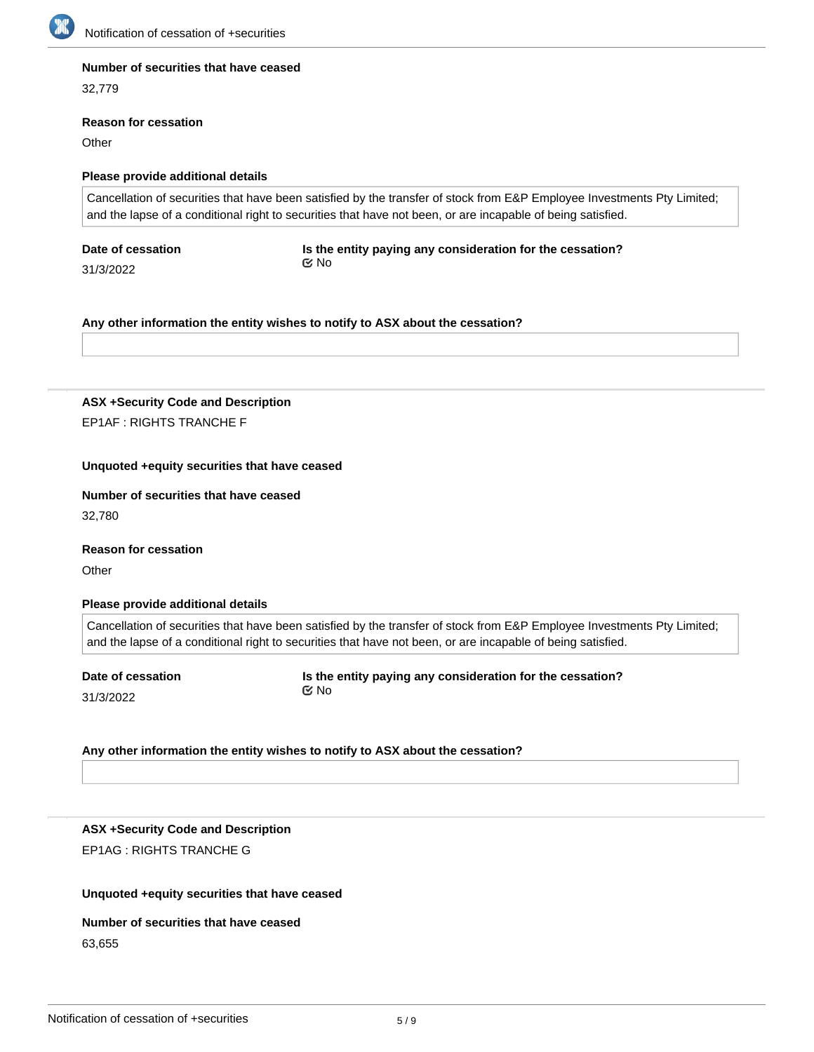**Number of securities that have ceased**

32,779

**Reason for cessation**

Other

**Please provide additional details**

Cancellation of securities that have been satisfied by the transfer of stock from E&P Employee Investments Pty Limited; and the lapse of a conditional right to securities that have not been, or are incapable of being satisfied.

**Date of cessation**

31/3/2022

**Is the entity paying any consideration for the cessation?**

No

**Any other information the entity wishes to notify to ASX about the cessation?**

---

**ASX +Security Code and Description**

EP1AF : RIGHTS TRANCHE F

**Unquoted +equity securities that have ceased**

**Number of securities that have ceased**

32,780

**Reason for cessation**

Other

**Please provide additional details**

Cancellation of securities that have been satisfied by the transfer of stock from E&P Employee Investments Pty Limited; and the lapse of a conditional right to securities that have not been, or are incapable of being satisfied.

**Date of cessation**

31/3/2022

**Is the entity paying any consideration for the cessation?**

No

**Any other information the entity wishes to notify to ASX about the cessation?**

---

**ASX +Security Code and Description**

EP1AG : RIGHTS TRANCHE G

**Unquoted +equity securities that have ceased**

**Number of securities that have ceased**

63,655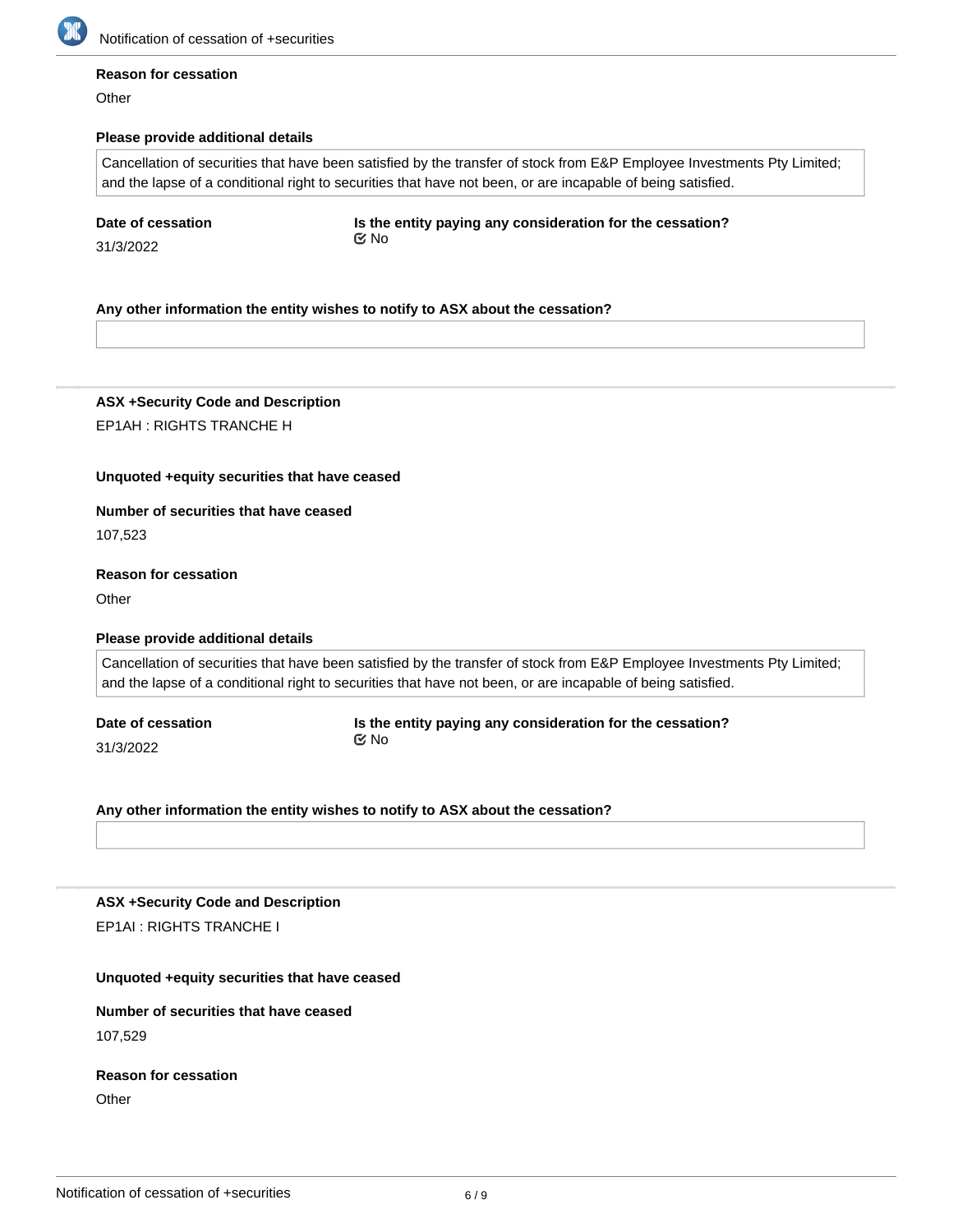**Reason for cessation**

Other

**Please provide additional details**

Cancellation of securities that have been satisfied by the transfer of stock from E&P Employee Investments Pty Limited; and the lapse of a conditional right to securities that have not been, or are incapable of being satisfied.

**Date of cessation**

31/3/2022

**Is the entity paying any consideration for the cessation?**

No

**Any other information the entity wishes to notify to ASX about the cessation?**

---

**ASX +Security Code and Description**

EP1AH : RIGHTS TRANCHE H

**Unquoted +equity securities that have ceased**

**Number of securities that have ceased**

107,523

**Reason for cessation**

Other

**Please provide additional details**

Cancellation of securities that have been satisfied by the transfer of stock from E&P Employee Investments Pty Limited; and the lapse of a conditional right to securities that have not been, or are incapable of being satisfied.

**Date of cessation**

31/3/2022

**Is the entity paying any consideration for the cessation?**

No

**Any other information the entity wishes to notify to ASX about the cessation?**

---

**ASX +Security Code and Description**

EP1AI : RIGHTS TRANCHE I

**Unquoted +equity securities that have ceased**

**Number of securities that have ceased**

107,529

**Reason for cessation**

Other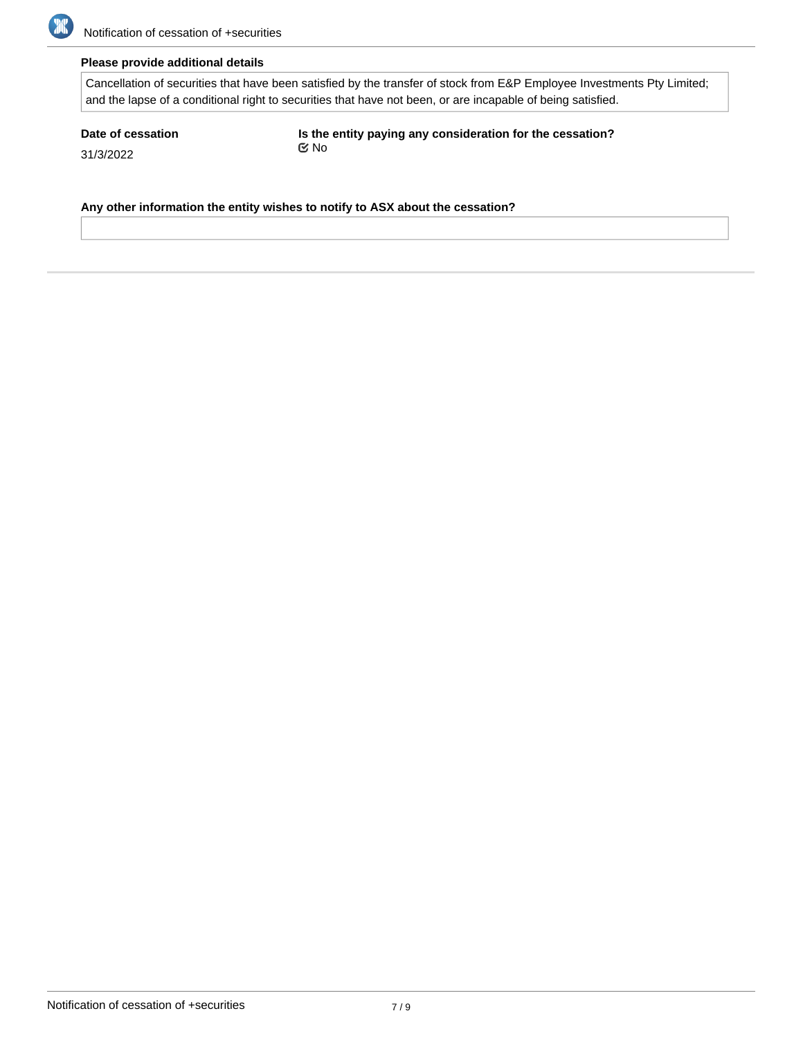**Please provide additional details**

Cancellation of securities that have been satisfied by the transfer of stock from E&P Employee Investments Pty Limited; and the lapse of a conditional right to securities that have not been, or are incapable of being satisfied.

**Date of cessation**

31/3/2022

**Is the entity paying any consideration for the cessation?**

☑ No

**Any other information the entity wishes to notify to ASX about the cessation?**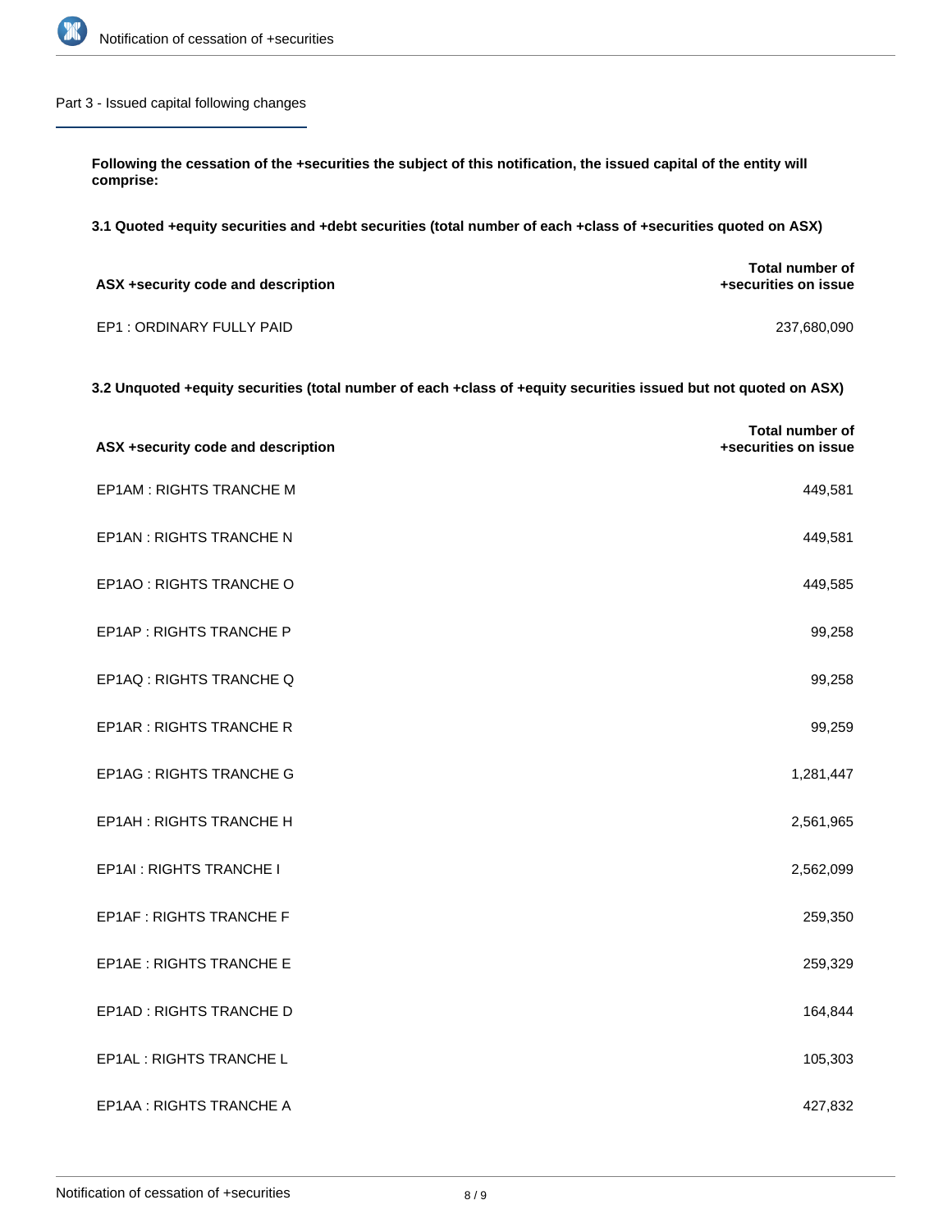## Part 3 - Issued capital following changes

**Following the cessation of the +securities the subject of this notification, the issued capital of the entity will comprise:**

**3.1 Quoted +equity securities and +debt securities (total number of each +class of +securities quoted on ASX)**

| ASX +security code and description | Total number of +securities on issue |
|---|---|
| EP1 : ORDINARY FULLY PAID | 237,680,090 |

**3.2 Unquoted +equity securities (total number of each +class of +equity securities issued but not quoted on ASX)**

| ASX +security code and description | Total number of +securities on issue |
|---|---|
| EP1AM : RIGHTS TRANCHE M | 449,581 |
| EP1AN : RIGHTS TRANCHE N | 449,581 |
| EP1AO : RIGHTS TRANCHE O | 449,585 |
| EP1AP : RIGHTS TRANCHE P | 99,258 |
| EP1AQ : RIGHTS TRANCHE Q | 99,258 |
| EP1AR : RIGHTS TRANCHE R | 99,259 |
| EP1AG : RIGHTS TRANCHE G | 1,281,447 |
| EP1AH : RIGHTS TRANCHE H | 2,561,965 |
| EP1AI : RIGHTS TRANCHE I | 2,562,099 |
| EP1AF : RIGHTS TRANCHE F | 259,350 |
| EP1AE : RIGHTS TRANCHE E | 259,329 |
| EP1AD : RIGHTS TRANCHE D | 164,844 |
| EP1AL : RIGHTS TRANCHE L | 105,303 |
| EP1AA : RIGHTS TRANCHE A | 427,832 |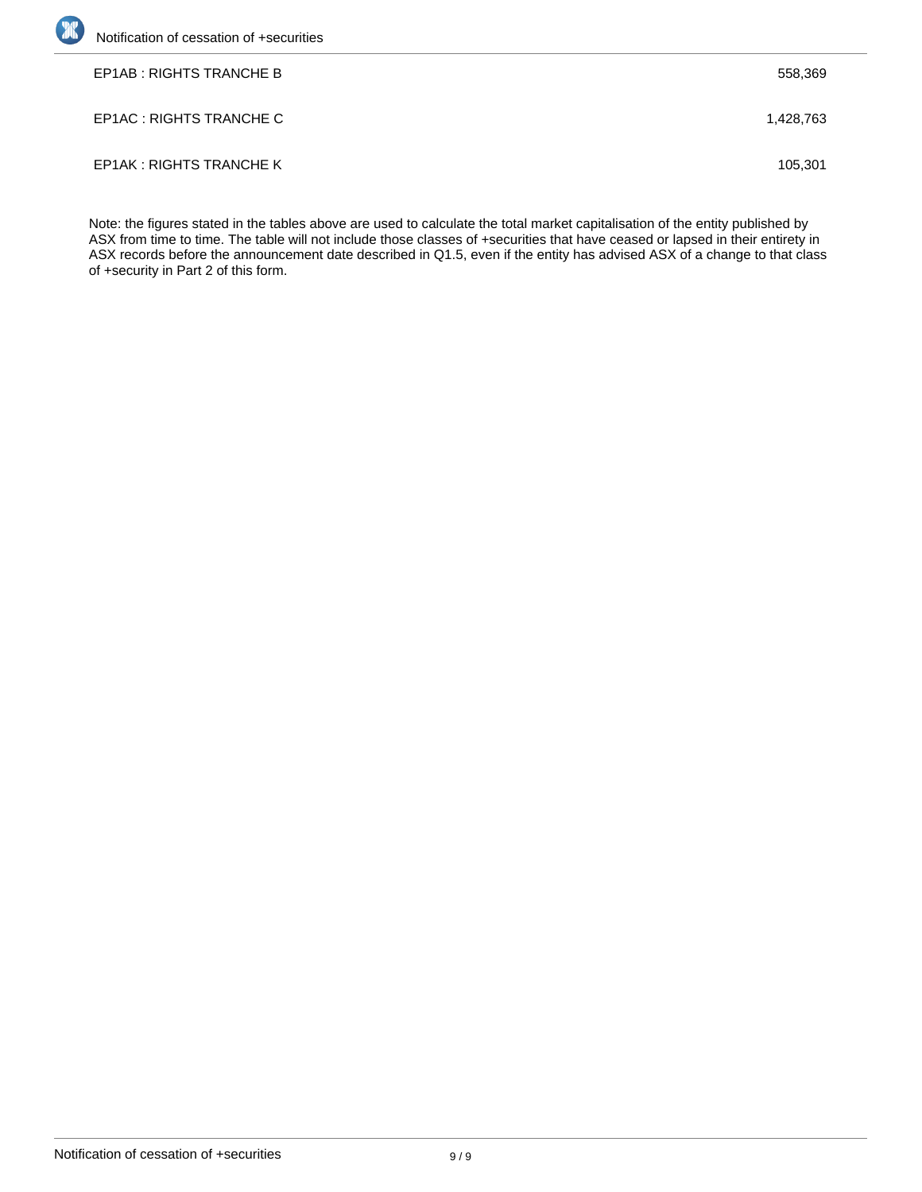| | |
| --- | --- |
| EP1AB : RIGHTS TRANCHE B | 558,369 |
| EP1AC : RIGHTS TRANCHE C | 1,428,763 |
| EP1AK : RIGHTS TRANCHE K | 105,301 |

Note: the figures stated in the tables above are used to calculate the total market capitalisation of the entity published by ASX from time to time. The table will not include those classes of +securities that have ceased or lapsed in their entirety in ASX records before the announcement date described in Q1.5, even if the entity has advised ASX of a change to that class of +security in Part 2 of this form.